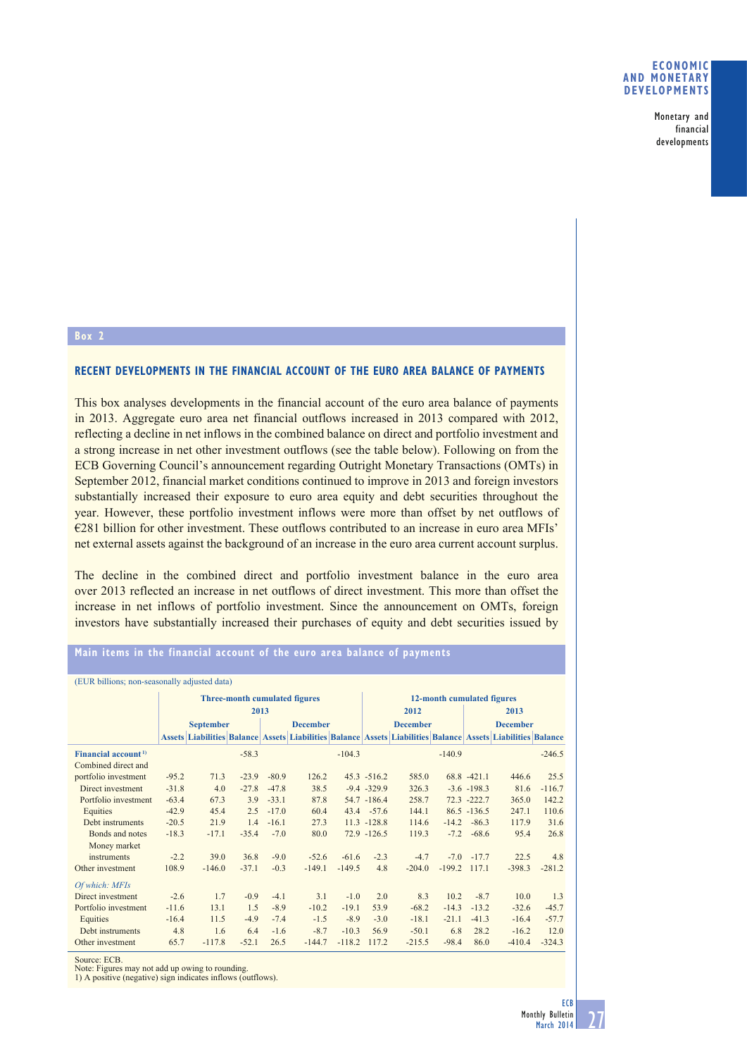## Box 2

### RECENT DEVELOPMENTS IN THE FINANCIAL ACCOUNT OF THE EURO AREA BALANCE OF PAYMENTS

This box analyses developments in the financial account of the euro area balance of payments in 2013. Aggregate euro area net financial outflows increased in 2013 compared with 2012, reflecting a decline in net inflows in the combined balance on direct and portfolio investment and a strong increase in net other investment outflows (see the table below). Following on from the ECB Governing Council's announcement regarding Outright Monetary Transactions (OMTs) in September 2012, financial market conditions continued to improve in 2013 and foreign investors substantially increased their exposure to euro area equity and debt securities throughout the year. However, these portfolio investment inflows were more than offset by net outflows of €281 billion for other investment. These outflows contributed to an increase in euro area MFIs' net external assets against the background of an increase in the euro area current account surplus.

The decline in the combined direct and portfolio investment balance in the euro area over 2013 reflected an increase in net outflows of direct investment. This more than offset the increase in net inflows of portfolio investment. Since the announcement on OMTs, foreign investors have substantially increased their purchases of equity and debt securities issued by

**Main items in the financial account of the euro area balance of payments**

(EUR billions; non-seasonally adjusted data)

| | Three-month cumulated figures | | | | | | 12-month cumulated figures | | | | | |
|---|---|---|---|---|---|---|---|---|---|---|---|---|
| | 2013 | | | | | | 2012 | | | 2013 | | |
| | September | | | December | | | December | | | December | | |
| | Assets | Liabilities | Balance | Assets | Liabilities | Balance | Assets | Liabilities | Balance | Assets | Liabilities | Balance |
| **Financial account** [1] | | | -58.3 | | | -104.3 | | | -140.9 | | | -246.5 |
| Combined direct and portfolio investment | -95.2 | 71.3 | -23.9 | -80.9 | 126.2 | 45.3 | -516.2 | 585.0 | 68.8 | -421.1 | 446.6 | 25.5 |
| Direct investment | -31.8 | 4.0 | -27.8 | -47.8 | 38.5 | -9.4 | -329.9 | 326.3 | -3.6 | -198.3 | 81.6 | -116.7 |
| Portfolio investment | -63.4 | 67.3 | 3.9 | -33.1 | 87.8 | 54.7 | -186.4 | 258.7 | 72.3 | -222.7 | 365.0 | 142.2 |
| Equities | -42.9 | 45.4 | 2.5 | -17.0 | 60.4 | 43.4 | -57.6 | 144.1 | 86.5 | -136.5 | 247.1 | 110.6 |
| Debt instruments | -20.5 | 21.9 | 1.4 | -16.1 | 27.3 | 11.3 | -128.8 | 114.6 | -14.2 | -86.3 | 117.9 | 31.6 |
| Bonds and notes | -18.3 | -17.1 | -35.4 | -7.0 | 80.0 | 72.9 | -126.5 | 119.3 | -7.2 | -68.6 | 95.4 | 26.8 |
| Money market instruments | -2.2 | 39.0 | 36.8 | -9.0 | -52.6 | -61.6 | -2.3 | -4.7 | -7.0 | -17.7 | 22.5 | 4.8 |
| Other investment | 108.9 | -146.0 | -37.1 | -0.3 | -149.1 | -149.5 | 4.8 | -204.0 | -199.2 | 117.1 | -398.3 | -281.2 |
| *Of which: MFIs* | | | | | | | | | | | | |
| Direct investment | -2.6 | 1.7 | -0.9 | -4.1 | 3.1 | -1.0 | 2.0 | 8.3 | 10.2 | -8.7 | 10.0 | 1.3 |
| Portfolio investment | -11.6 | 13.1 | 1.5 | -8.9 | -10.2 | -19.1 | 53.9 | -68.2 | -14.3 | -13.2 | -32.6 | -45.7 |
| Equities | -16.4 | 11.5 | -4.9 | -7.4 | -1.5 | -8.9 | -3.0 | -18.1 | -21.1 | -41.3 | -16.4 | -57.7 |
| Debt instruments | 4.8 | 1.6 | 6.4 | -1.6 | -8.7 | -10.3 | 56.9 | -50.1 | 6.8 | 28.2 | -16.2 | 12.0 |
| Other investment | 65.7 | -117.8 | -52.1 | 26.5 | -144.7 | -118.2 | 117.2 | -215.5 | -98.4 | 86.0 | -410.4 | -324.3 |

Source: ECB.
Note: Figures may not add up owing to rounding.
1) A positive (negative) sign indicates inflows (outflows).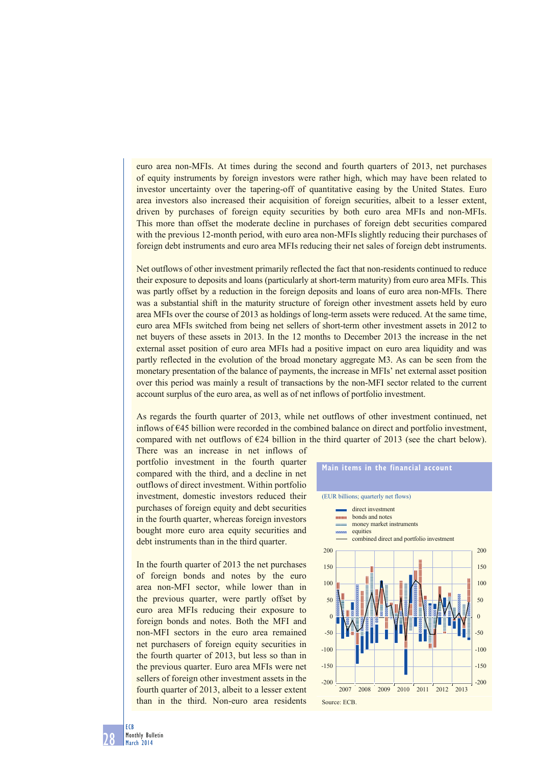euro area non-MFIs. At times during the second and fourth quarters of 2013, net purchases of equity instruments by foreign investors were rather high, which may have been related to investor uncertainty over the tapering-off of quantitative easing by the United States. Euro area investors also increased their acquisition of foreign securities, albeit to a lesser extent, driven by purchases of foreign equity securities by both euro area MFIs and non-MFIs. This more than offset the moderate decline in purchases of foreign debt securities compared with the previous 12-month period, with euro area non-MFIs slightly reducing their purchases of foreign debt instruments and euro area MFIs reducing their net sales of foreign debt instruments.

Net outflows of other investment primarily reflected the fact that non-residents continued to reduce their exposure to deposits and loans (particularly at short-term maturity) from euro area MFIs. This was partly offset by a reduction in the foreign deposits and loans of euro area non-MFIs. There was a substantial shift in the maturity structure of foreign other investment assets held by euro area MFIs over the course of 2013 as holdings of long-term assets were reduced. At the same time, euro area MFIs switched from being net sellers of short-term other investment assets in 2012 to net buyers of these assets in 2013. In the 12 months to December 2013 the increase in the net external asset position of euro area MFIs had a positive impact on euro area liquidity and was partly reflected in the evolution of the broad monetary aggregate M3. As can be seen from the monetary presentation of the balance of payments, the increase in MFIs' net external asset position over this period was mainly a result of transactions by the non-MFI sector related to the current account surplus of the euro area, as well as of net inflows of portfolio investment.

As regards the fourth quarter of 2013, while net outflows of other investment continued, net inflows of €45 billion were recorded in the combined balance on direct and portfolio investment, compared with net outflows of €24 billion in the third quarter of 2013 (see the chart below). There was an increase in net inflows of portfolio investment in the fourth quarter compared with the third, and a decline in net outflows of direct investment. Within portfolio investment, domestic investors reduced their purchases of foreign equity and debt securities in the fourth quarter, whereas foreign investors bought more euro area equity securities and debt instruments than in the third quarter.

In the fourth quarter of 2013 the net purchases of foreign bonds and notes by the euro area non-MFI sector, while lower than in the previous quarter, were partly offset by euro area MFIs reducing their exposure to foreign bonds and notes. Both the MFI and non-MFI sectors in the euro area remained net purchasers of foreign equity securities in the fourth quarter of 2013, but less so than in the previous quarter. Euro area MFIs were net sellers of foreign other investment assets in the fourth quarter of 2013, albeit to a lesser extent than in the third. Non-euro area residents

**Main items in the financial account**

(EUR billions; quarterly net flows)

- direct investment
- bonds and notes
- money market instruments
- equities
- combined direct and portfolio investment

Source: ECB.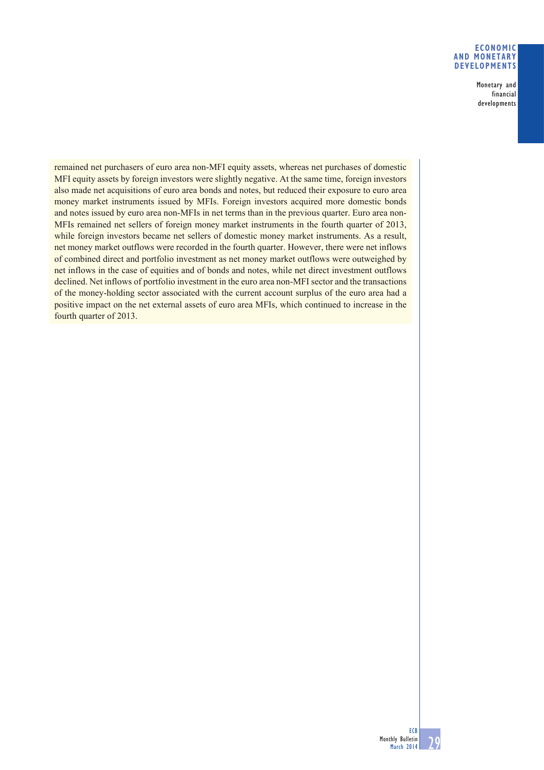remained net purchasers of euro area non-MFI equity assets, whereas net purchases of domestic MFI equity assets by foreign investors were slightly negative. At the same time, foreign investors also made net acquisitions of euro area bonds and notes, but reduced their exposure to euro area money market instruments issued by MFIs. Foreign investors acquired more domestic bonds and notes issued by euro area non-MFIs in net terms than in the previous quarter. Euro area non-MFIs remained net sellers of foreign money market instruments in the fourth quarter of 2013, while foreign investors became net sellers of domestic money market instruments. As a result, net money market outflows were recorded in the fourth quarter. However, there were net inflows of combined direct and portfolio investment as net money market outflows were outweighed by net inflows in the case of equities and of bonds and notes, while net direct investment outflows declined. Net inflows of portfolio investment in the euro area non-MFI sector and the transactions of the money-holding sector associated with the current account surplus of the euro area had a positive impact on the net external assets of euro area MFIs, which continued to increase in the fourth quarter of 2013.